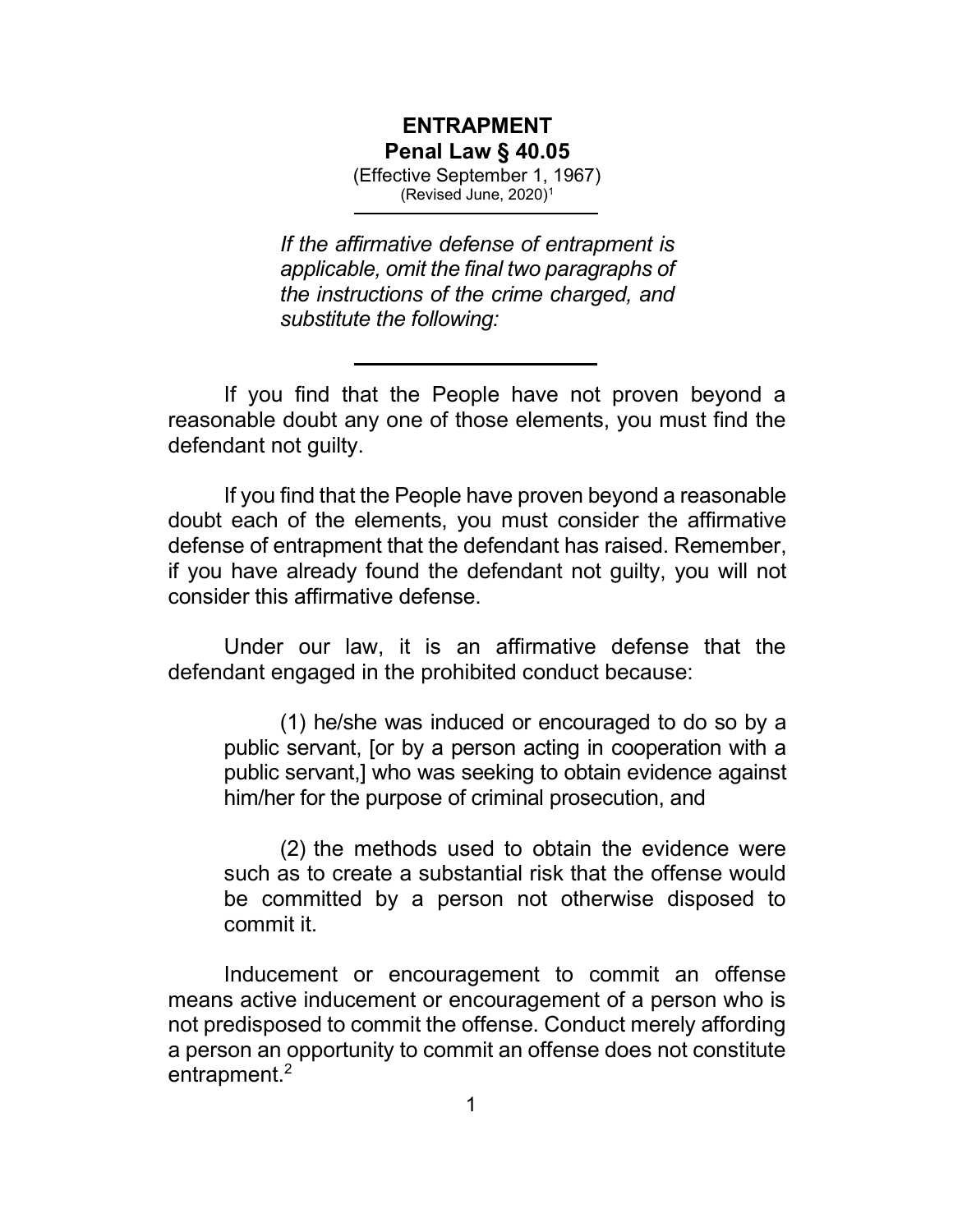# ENTRAPMENT

## Penal Law § 40.05

(Effective September 1, 1967)
(Revised June, 2020)[1]

---

*If the affirmative defense of entrapment is applicable, omit the final two paragraphs of the instructions of the crime charged, and substitute the following:*

---

If you find that the People have not proven beyond a reasonable doubt any one of those elements, you must find the defendant not guilty.

If you find that the People have proven beyond a reasonable doubt each of the elements, you must consider the affirmative defense of entrapment that the defendant has raised. Remember, if you have already found the defendant not guilty, you will not consider this affirmative defense.

Under our law, it is an affirmative defense that the defendant engaged in the prohibited conduct because:

> (1) he/she was induced or encouraged to do so by a public servant, [or by a person acting in cooperation with a public servant,] who was seeking to obtain evidence against him/her for the purpose of criminal prosecution, and
>
> (2) the methods used to obtain the evidence were such as to create a substantial risk that the offense would be committed by a person not otherwise disposed to commit it.

Inducement or encouragement to commit an offense means active inducement or encouragement of a person who is not predisposed to commit the offense. Conduct merely affording a person an opportunity to commit an offense does not constitute entrapment.[2]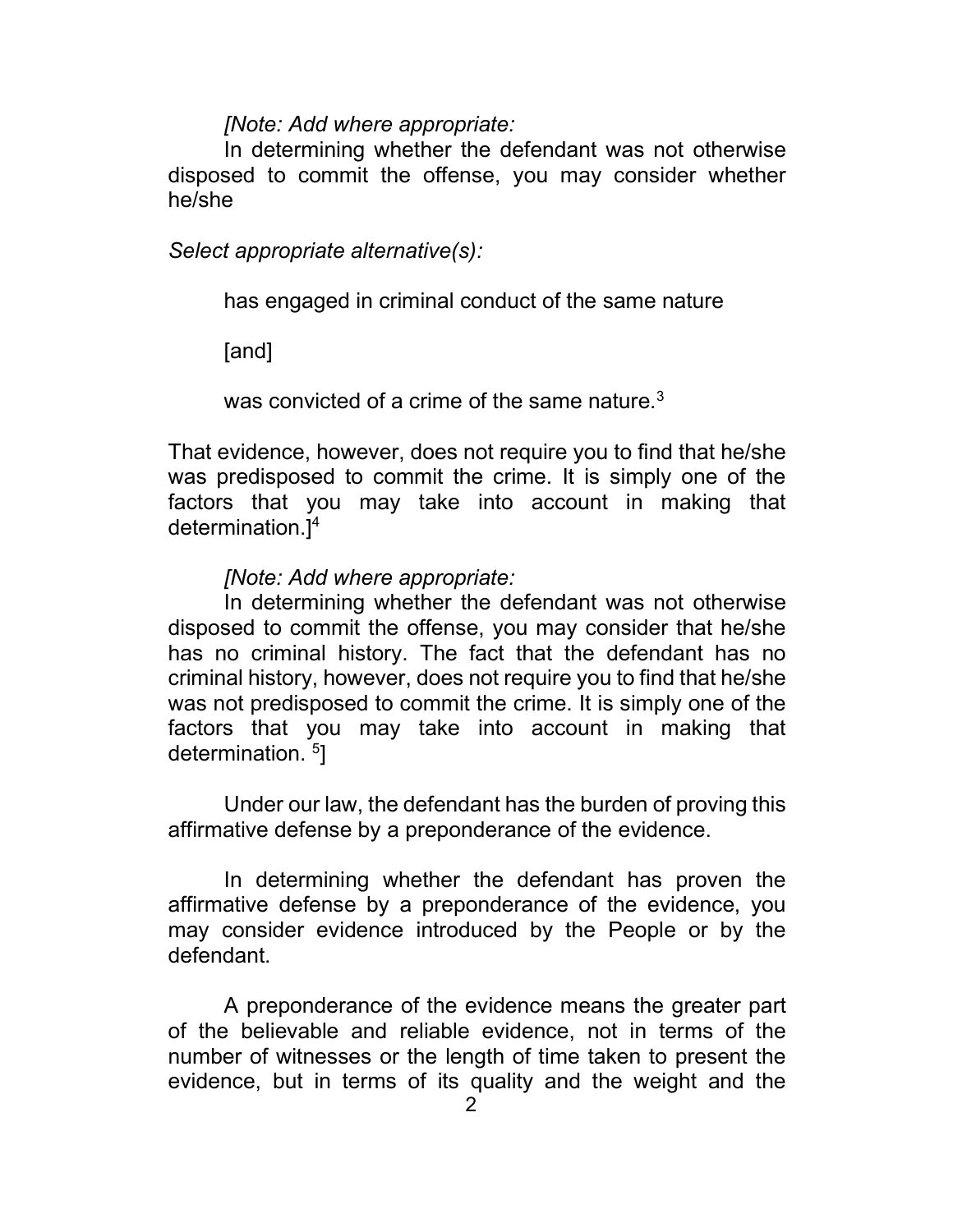*[Note: Add where appropriate:*

In determining whether the defendant was not otherwise disposed to commit the offense, you may consider whether he/she

*Select appropriate alternative(s):*

has engaged in criminal conduct of the same nature

[and]

was convicted of a crime of the same nature.[3]

That evidence, however, does not require you to find that he/she was predisposed to commit the crime. It is simply one of the factors that you may take into account in making that determination.][4]

*[Note: Add where appropriate:*

In determining whether the defendant was not otherwise disposed to commit the offense, you may consider that he/she has no criminal history. The fact that the defendant has no criminal history, however, does not require you to find that he/she was not predisposed to commit the crime. It is simply one of the factors that you may take into account in making that determination. [5]]

Under our law, the defendant has the burden of proving this affirmative defense by a preponderance of the evidence.

In determining whether the defendant has proven the affirmative defense by a preponderance of the evidence, you may consider evidence introduced by the People or by the defendant.

A preponderance of the evidence means the greater part of the believable and reliable evidence, not in terms of the number of witnesses or the length of time taken to present the evidence, but in terms of its quality and the weight and the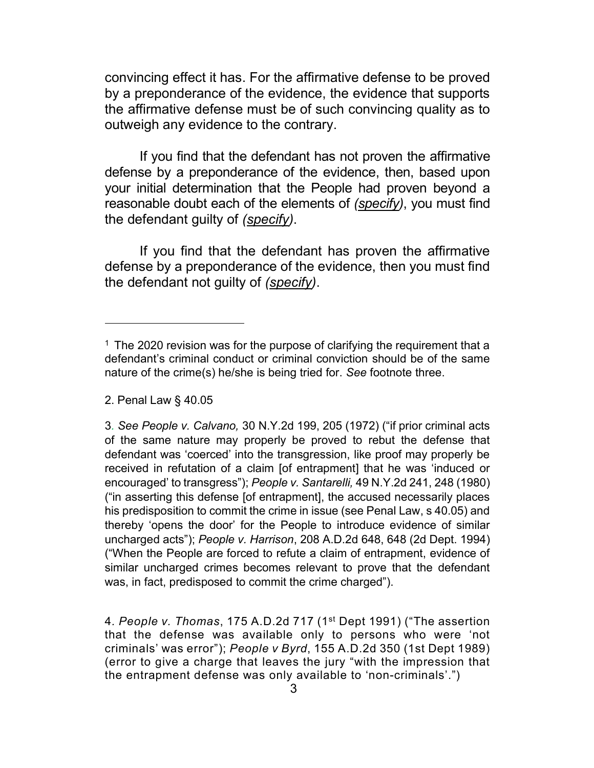convincing effect it has. For the affirmative defense to be proved by a preponderance of the evidence, the evidence that supports the affirmative defense must be of such convincing quality as to outweigh any evidence to the contrary.

If you find that the defendant has not proven the affirmative defense by a preponderance of the evidence, then, based upon your initial determination that the People had proven beyond a reasonable doubt each of the elements of *(specify)*, you must find the defendant guilty of *(specify)*.

If you find that the defendant has proven the affirmative defense by a preponderance of the evidence, then you must find the defendant not guilty of *(specify)*.

---

1 The 2020 revision was for the purpose of clarifying the requirement that a defendant's criminal conduct or criminal conviction should be of the same nature of the crime(s) he/she is being tried for. *See* footnote three.

2. Penal Law § 40.05

3. *See People v. Calvano,* 30 N.Y.2d 199, 205 (1972) ("if prior criminal acts of the same nature may properly be proved to rebut the defense that defendant was 'coerced' into the transgression, like proof may properly be received in refutation of a claim [of entrapment] that he was 'induced or encouraged' to transgress"); *People v. Santarelli,* 49 N.Y.2d 241, 248 (1980) ("in asserting this defense [of entrapment], the accused necessarily places his predisposition to commit the crime in issue (see Penal Law, s 40.05) and thereby 'opens the door' for the People to introduce evidence of similar uncharged acts"); *People v. Harrison*, 208 A.D.2d 648, 648 (2d Dept. 1994) ("When the People are forced to refute a claim of entrapment, evidence of similar uncharged crimes becomes relevant to prove that the defendant was, in fact, predisposed to commit the crime charged").

4. *People v. Thomas*, 175 A.D.2d 717 (1st Dept 1991) ("The assertion that the defense was available only to persons who were 'not criminals' was error"); *People v Byrd*, 155 A.D.2d 350 (1st Dept 1989) (error to give a charge that leaves the jury "with the impression that the entrapment defense was only available to 'non-criminals'.")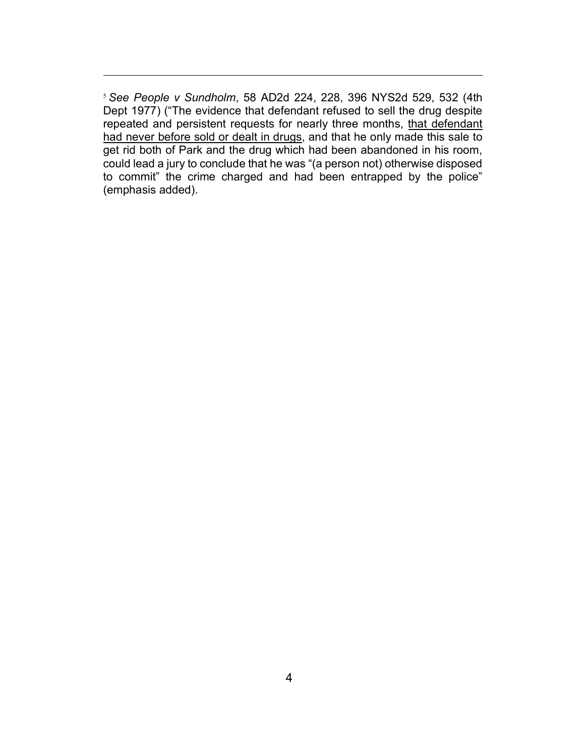[5] *See People v Sundholm*, 58 AD2d 224, 228, 396 NYS2d 529, 532 (4th Dept 1977) ("The evidence that defendant refused to sell the drug despite repeated and persistent requests for nearly three months, <u>that defendant had never before sold or dealt in drugs</u>, and that he only made this sale to get rid both of Park and the drug which had been abandoned in his room, could lead a jury to conclude that he was "(a person not) otherwise disposed to commit" the crime charged and had been entrapped by the police" (emphasis added).